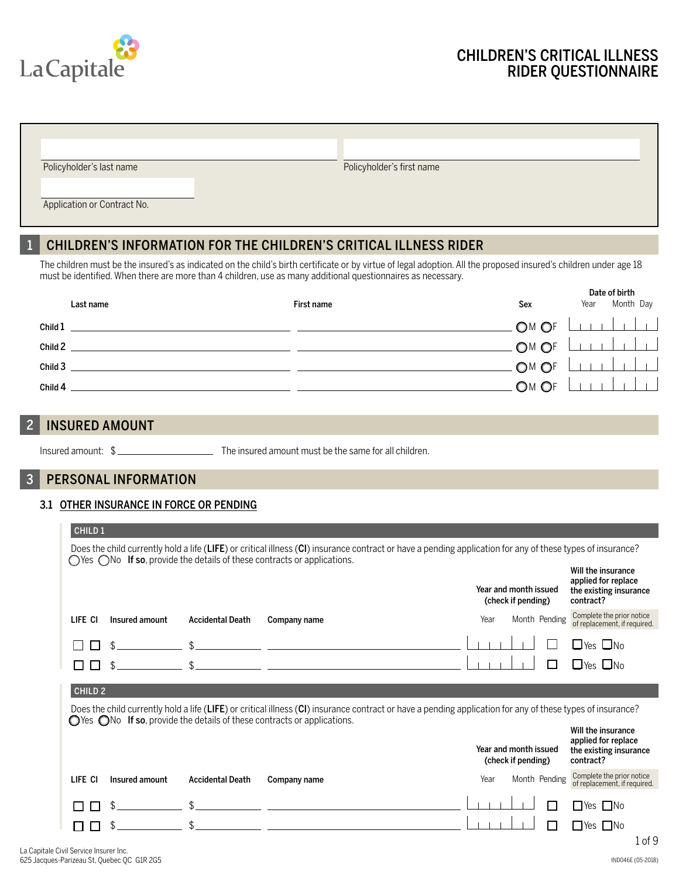# CHILDREN'S CRITICAL ILLNESS RIDER QUESTIONNAIRE

La Capitale

| | |
|---|---|
| Policyholder's last name | Policyholder's first name |
| Application or Contract No. | |

## 1 CHILDREN'S INFORMATION FOR THE CHILDREN'S CRITICAL ILLNESS RIDER

The children must be the insured's as indicated on the child's birth certificate or by virtue of legal adoption. All the proposed insured's children under age 18 must be identified. When there are more than 4 children, use as many additional questionnaires as necessary.

| | Last name | First name | Sex | Date of birth (Year / Month / Day) |
|---|---|---|---|---|
| Child 1 | | | ◯M ◯F | |
| Child 2 | | | ◯M ◯F | |
| Child 3 | | | ◯M ◯F | |
| Child 4 | | | ◯M ◯F | |

## 2 INSURED AMOUNT

Insured amount: $ ________ The insured amount must be the same for all children.

## 3 PERSONAL INFORMATION

### 3.1 OTHER INSURANCE IN FORCE OR PENDING

**CHILD 1**

Does the child currently hold a life (**LIFE**) or critical illness (**CI**) insurance contract or have a pending application for any of these types of insurance?
◯Yes ◯No **If so**, provide the details of these contracts or applications.

| LIFE | CI | Insured amount | Accidental Death | Company name | Year and month issued (check if pending): Year | Month | Pending | Will the insurance applied for replace the existing insurance contract? (Complete the prior notice of replacement, if required.) |
|---|---|---|---|---|---|---|---|---|
| ☐ | ☐ | $ | $ | | | | ☐ | ☐Yes ☐No |
| ☐ | ☐ | $ | $ | | | | ☐ | ☐Yes ☐No |

**CHILD 2**

Does the child currently hold a life (**LIFE**) or critical illness (**CI**) insurance contract or have a pending application for any of these types of insurance?
◯Yes ◯No **If so**, provide the details of these contracts or applications.

| LIFE | CI | Insured amount | Accidental Death | Company name | Year and month issued (check if pending): Year | Month | Pending | Will the insurance applied for replace the existing insurance contract? (Complete the prior notice of replacement, if required.) |
|---|---|---|---|---|---|---|---|---|
| ☐ | ☐ | $ | $ | | | | ☐ | ☐Yes ☐No |
| ☐ | ☐ | $ | $ | | | | ☐ | ☐Yes ☐No |

La Capitale Civil Service Insurer Inc.
625 Jacques-Parizeau St, Quebec QC G1R 2G5

IND046E (05-2018)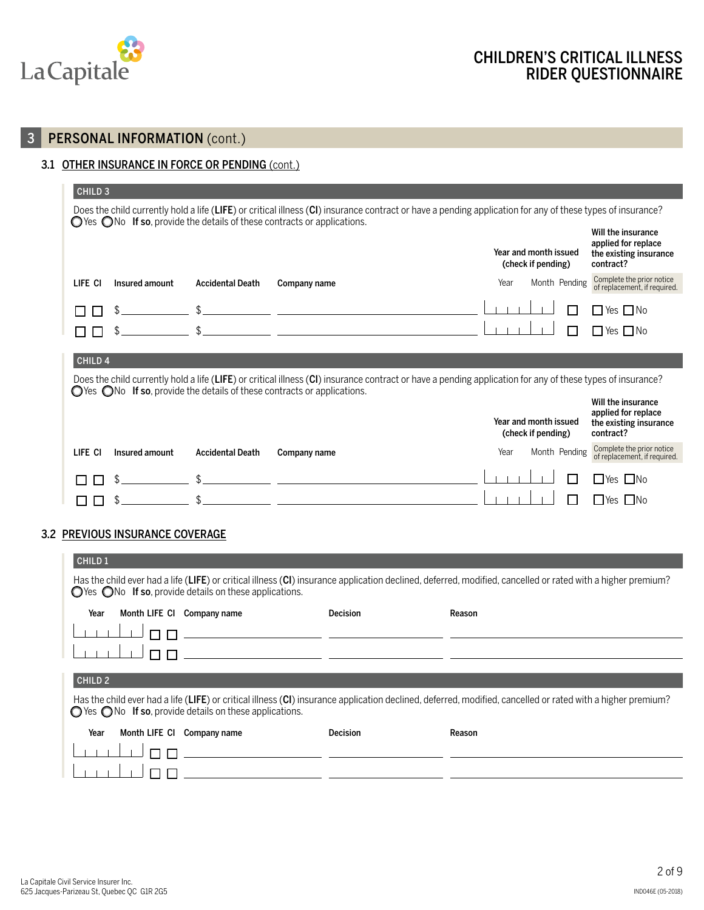# CHILDREN'S CRITICAL ILLNESS RIDER QUESTIONNAIRE

## 3 PERSONAL INFORMATION (cont.)

### 3.1 OTHER INSURANCE IN FORCE OR PENDING (cont.)

**CHILD 3**

Does the child currently hold a life (**LIFE**) or critical illness (**CI**) insurance contract or have a pending application for any of these types of insurance?
◯ Yes ◯ No **If so**, provide the details of these contracts or applications.

| LIFE | CI | Insured amount | Accidental Death | Company name | Year and month issued (check if pending) | | | Will the insurance applied for replace the existing insurance contract? |
|---|---|---|---|---|---|---|---|---|
| | | | | | Year | Month | Pending | Complete the prior notice of replacement, if required. |
| ☐ | ☐ | $ | $ | | | | ☐ | ☐ Yes ☐ No |
| ☐ | ☐ | $ | $ | | | | ☐ | ☐ Yes ☐ No |

**CHILD 4**

Does the child currently hold a life (**LIFE**) or critical illness (**CI**) insurance contract or have a pending application for any of these types of insurance?
◯ Yes ◯ No **If so**, provide the details of these contracts or applications.

| LIFE | CI | Insured amount | Accidental Death | Company name | Year and month issued (check if pending) | | | Will the insurance applied for replace the existing insurance contract? |
|---|---|---|---|---|---|---|---|---|
| | | | | | Year | Month | Pending | Complete the prior notice of replacement, if required. |
| ☐ | ☐ | $ | $ | | | | ☐ | ☐ Yes ☐ No |
| ☐ | ☐ | $ | $ | | | | ☐ | ☐ Yes ☐ No |

### 3.2 PREVIOUS INSURANCE COVERAGE

**CHILD 1**

Has the child ever had a life (**LIFE**) or critical illness (**CI**) insurance application declined, deferred, modified, cancelled or rated with a higher premium?
◯ Yes ◯ No **If so**, provide details on these applications.

| Year | Month | LIFE | CI | Company name | Decision | Reason |
|---|---|---|---|---|---|---|
| | | ☐ | ☐ | | | |
| | | ☐ | ☐ | | | |

**CHILD 2**

Has the child ever had a life (**LIFE**) or critical illness (**CI**) insurance application declined, deferred, modified, cancelled or rated with a higher premium?
◯ Yes ◯ No **If so**, provide details on these applications.

| Year | Month | LIFE | CI | Company name | Decision | Reason |
|---|---|---|---|---|---|---|
| | | ☐ | ☐ | | | |
| | | ☐ | ☐ | | | |

La Capitale Civil Service Insurer Inc.
625 Jacques-Parizeau St, Quebec QC G1R 2G5

IND046E (05-2018)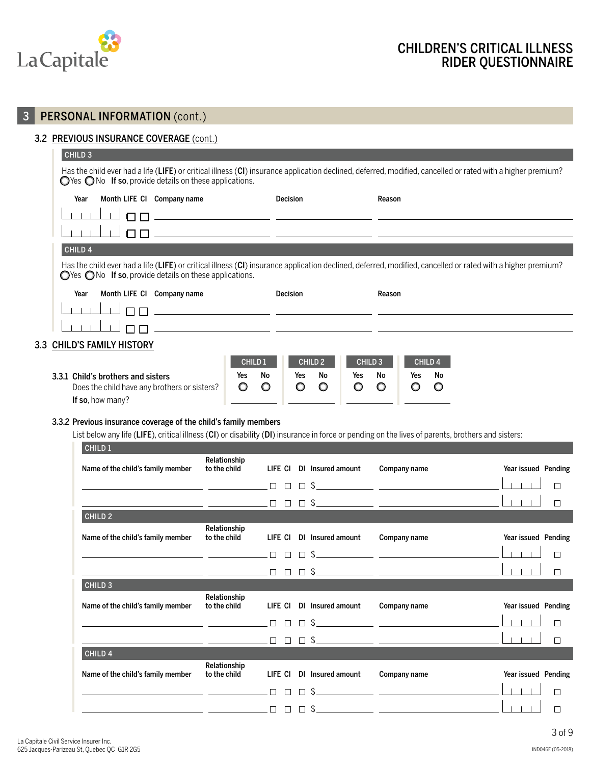# CHILDREN'S CRITICAL ILLNESS RIDER QUESTIONNAIRE

## 3 PERSONAL INFORMATION (cont.)

### 3.2 PREVIOUS INSURANCE COVERAGE (cont.)

**CHILD 3**

Has the child ever had a life (**LIFE**) or critical illness (**CI**) insurance application declined, deferred, modified, cancelled or rated with a higher premium?
◯ Yes ◯ No **If so**, provide details on these applications.

| Year | Month | LIFE | CI | Company name | Decision | Reason |
|---|---|---|---|---|---|---|
| | | ☐ | ☐ | | | |
| | | ☐ | ☐ | | | |

**CHILD 4**

Has the child ever had a life (**LIFE**) or critical illness (**CI**) insurance application declined, deferred, modified, cancelled or rated with a higher premium?
◯ Yes ◯ No **If so**, provide details on these applications.

| Year | Month | LIFE | CI | Company name | Decision | Reason |
|---|---|---|---|---|---|---|
| | | ☐ | ☐ | | | |
| | | ☐ | ☐ | | | |

### 3.3 CHILD'S FAMILY HISTORY

| | CHILD 1 | | CHILD 2 | | CHILD 3 | | CHILD 4 | |
|---|---|---|---|---|---|---|---|---|
| **3.3.1 Child's brothers and sisters** | Yes | No | Yes | No | Yes | No | Yes | No |
| Does the child have any brothers or sisters? | ◯ | ◯ | ◯ | ◯ | ◯ | ◯ | ◯ | ◯ |
| **If so**, how many? | | | | | | | | |

**3.3.2 Previous insurance coverage of the child's family members**

List below any life (**LIFE**), critical illness (**CI**) or disability (**DI**) insurance in force or pending on the lives of parents, brothers and sisters:

**CHILD 1**

| Name of the child's family member | Relationship to the child | LIFE | CI | DI | Insured amount | Company name | Year issued | Pending |
|---|---|---|---|---|---|---|---|---|
| | | ☐ | ☐ | ☐ | $ | | | ☐ |
| | | ☐ | ☐ | ☐ | $ | | | ☐ |

**CHILD 2**

| Name of the child's family member | Relationship to the child | LIFE | CI | DI | Insured amount | Company name | Year issued | Pending |
|---|---|---|---|---|---|---|---|---|
| | | ☐ | ☐ | ☐ | $ | | | ☐ |
| | | ☐ | ☐ | ☐ | $ | | | ☐ |

**CHILD 3**

| Name of the child's family member | Relationship to the child | LIFE | CI | DI | Insured amount | Company name | Year issued | Pending |
|---|---|---|---|---|---|---|---|---|
| | | ☐ | ☐ | ☐ | $ | | | ☐ |
| | | ☐ | ☐ | ☐ | $ | | | ☐ |

**CHILD 4**

| Name of the child's family member | Relationship to the child | LIFE | CI | DI | Insured amount | Company name | Year issued | Pending |
|---|---|---|---|---|---|---|---|---|
| | | ☐ | ☐ | ☐ | $ | | | ☐ |
| | | ☐ | ☐ | ☐ | $ | | | ☐ |

La Capitale Civil Service Insurer Inc.
625 Jacques-Parizeau St, Quebec QC G1R 2G5

IND046E (05-2018)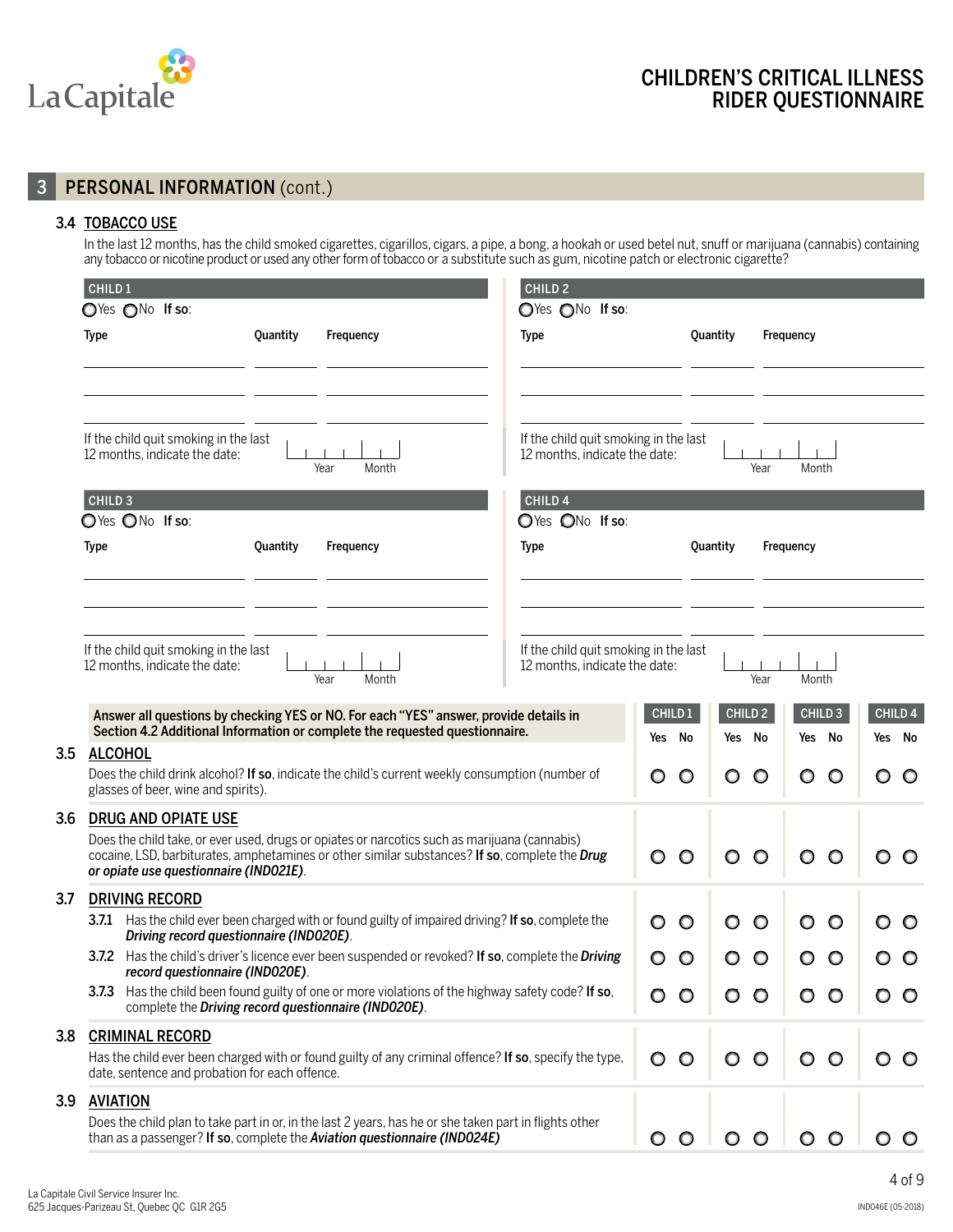# CHILDREN'S CRITICAL ILLNESS RIDER QUESTIONNAIRE

## 3 PERSONAL INFORMATION (cont.)

### 3.4 TOBACCO USE

In the last 12 months, has the child smoked cigarettes, cigarillos, cigars, a pipe, a bong, a hookah or used betel nut, snuff or marijuana (cannabis) containing any tobacco or nicotine product or used any other form of tobacco or a substitute such as gum, nicotine patch or electronic cigarette?

**CHILD 1**

○ Yes ○ No **If so:**

| Type | Quantity | Frequency |
|---|---|---|
| | | |
| | | |
| | | |

If the child quit smoking in the last 12 months, indicate the date: Year ____ Month ____

**CHILD 2**

○ Yes ○ No **If so:**

| Type | Quantity | Frequency |
|---|---|---|
| | | |
| | | |
| | | |

If the child quit smoking in the last 12 months, indicate the date: Year ____ Month ____

**CHILD 3**

○ Yes ○ No **If so:**

| Type | Quantity | Frequency |
|---|---|---|
| | | |
| | | |
| | | |

If the child quit smoking in the last 12 months, indicate the date: Year ____ Month ____

**CHILD 4**

○ Yes ○ No **If so:**

| Type | Quantity | Frequency |
|---|---|---|
| | | |
| | | |
| | | |

If the child quit smoking in the last 12 months, indicate the date: Year ____ Month ____

**Answer all questions by checking YES or NO. For each "YES" answer, provide details in Section 4.2 Additional Information or complete the requested questionnaire.**

| Question | CHILD 1 | | CHILD 2 | | CHILD 3 | | CHILD 4 | |
|---|---|---|---|---|---|---|---|---|
| | Yes | No | Yes | No | Yes | No | Yes | No |
| **3.5 ALCOHOL**<br>Does the child drink alcohol? **If so**, indicate the child's current weekly consumption (number of glasses of beer, wine and spirits). | ○ | ○ | ○ | ○ | ○ | ○ | ○ | ○ |
| **3.6 DRUG AND OPIATE USE**<br>Does the child take, or ever used, drugs or opiates or narcotics such as marijuana (cannabis) cocaine, LSD, barbiturates, amphetamines or other similar substances? **If so**, complete the ***Drug or opiate use questionnaire (IND021E)***. | ○ | ○ | ○ | ○ | ○ | ○ | ○ | ○ |
| **3.7 DRIVING RECORD** | | | | | | | | |
| **3.7.1** Has the child ever been charged with or found guilty of impaired driving? **If so**, complete the ***Driving record questionnaire (IND020E)***. | ○ | ○ | ○ | ○ | ○ | ○ | ○ | ○ |
| **3.7.2** Has the child's driver's licence ever been suspended or revoked? **If so**, complete the ***Driving record questionnaire (IND020E)***. | ○ | ○ | ○ | ○ | ○ | ○ | ○ | ○ |
| **3.7.3** Has the child been found guilty of one or more violations of the highway safety code? **If so**, complete the ***Driving record questionnaire (IND020E)***. | ○ | ○ | ○ | ○ | ○ | ○ | ○ | ○ |
| **3.8 CRIMINAL RECORD**<br>Has the child ever been charged with or found guilty of any criminal offence? **If so**, specify the type, date, sentence and probation for each offence. | ○ | ○ | ○ | ○ | ○ | ○ | ○ | ○ |
| **3.9 AVIATION**<br>Does the child plan to take part in or, in the last 2 years, has he or she taken part in flights other than as a passenger? **If so**, complete the ***Aviation questionnaire (IND024E)*** | ○ | ○ | ○ | ○ | ○ | ○ | ○ | ○ |

La Capitale Civil Service Insurer Inc.
625 Jacques-Parizeau St, Quebec QC G1R 2G5

IND046E (05-2018)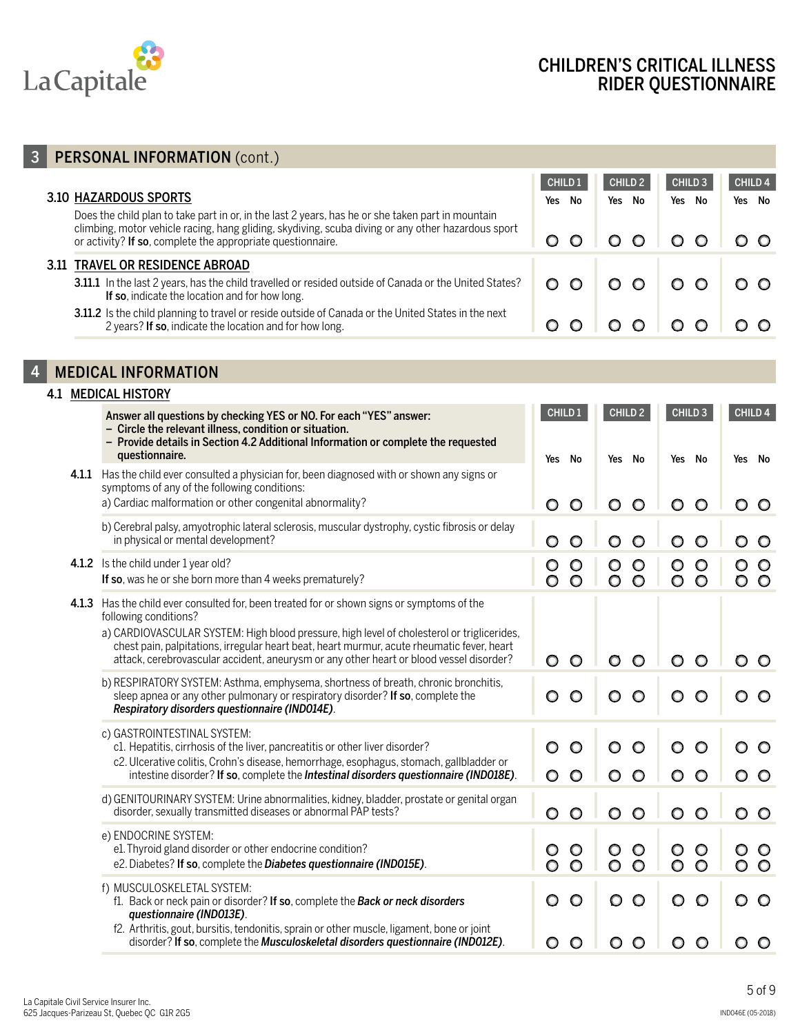# CHILDREN'S CRITICAL ILLNESS RIDER QUESTIONNAIRE

## 3 PERSONAL INFORMATION (cont.)

| | CHILD 1 | | CHILD 2 | | CHILD 3 | | CHILD 4 | |
|---|---|---|---|---|---|---|---|---|
| | Yes | No | Yes | No | Yes | No | Yes | No |
| **3.10 HAZARDOUS SPORTS**<br>Does the child plan to take part in or, in the last 2 years, has he or she taken part in mountain climbing, motor vehicle racing, hang gliding, skydiving, scuba diving or any other hazardous sport or activity? **If so**, complete the appropriate questionnaire. | ○ | ○ | ○ | ○ | ○ | ○ | ○ | ○ |
| **3.11 TRAVEL OR RESIDENCE ABROAD** | | | | | | | | |
| **3.11.1** In the last 2 years, has the child travelled or resided outside of Canada or the United States? **If so**, indicate the location and for how long. | ○ | ○ | ○ | ○ | ○ | ○ | ○ | ○ |
| **3.11.2** Is the child planning to travel or reside outside of Canada or the United States in the next 2 years? **If so**, indicate the location and for how long. | ○ | ○ | ○ | ○ | ○ | ○ | ○ | ○ |

## 4 MEDICAL INFORMATION

### 4.1 MEDICAL HISTORY

**Answer all questions by checking YES or NO. For each "YES" answer:**
- **Circle the relevant illness, condition or situation.**
- **Provide details in Section 4.2 Additional Information or complete the requested questionnaire.**

| | CHILD 1 | | CHILD 2 | | CHILD 3 | | CHILD 4 | |
|---|---|---|---|---|---|---|---|---|
| | Yes | No | Yes | No | Yes | No | Yes | No |
| **4.1.1** Has the child ever consulted a physician for, been diagnosed with or shown any signs or symptoms of any of the following conditions:<br>a) Cardiac malformation or other congenital abnormality? | ○ | ○ | ○ | ○ | ○ | ○ | ○ | ○ |
| b) Cerebral palsy, amyotrophic lateral sclerosis, muscular dystrophy, cystic fibrosis or delay in physical or mental development? | ○ | ○ | ○ | ○ | ○ | ○ | ○ | ○ |
| **4.1.2** Is the child under 1 year old? | ○ | ○ | ○ | ○ | ○ | ○ | ○ | ○ |
| **If so**, was he or she born more than 4 weeks prematurely? | ○ | ○ | ○ | ○ | ○ | ○ | ○ | ○ |
| **4.1.3** Has the child ever consulted for, been treated for or shown signs or symptoms of the following conditions?<br>a) CARDIOVASCULAR SYSTEM: High blood pressure, high level of cholesterol or triglicerides, chest pain, palpitations, irregular heart beat, heart murmur, acute rheumatic fever, heart attack, cerebrovascular accident, aneurysm or any other heart or blood vessel disorder? | ○ | ○ | ○ | ○ | ○ | ○ | ○ | ○ |
| b) RESPIRATORY SYSTEM: Asthma, emphysema, shortness of breath, chronic bronchitis, sleep apnea or any other pulmonary or respiratory disorder? **If so**, complete the ***Respiratory disorders questionnaire (IND014E)***. | ○ | ○ | ○ | ○ | ○ | ○ | ○ | ○ |
| c) GASTROINTESTINAL SYSTEM:<br>c1. Hepatitis, cirrhosis of the liver, pancreatitis or other liver disorder? | ○ | ○ | ○ | ○ | ○ | ○ | ○ | ○ |
| c2. Ulcerative colitis, Crohn's disease, hemorrhage, esophagus, stomach, gallbladder or intestine disorder? **If so**, complete the ***Intestinal disorders questionnaire (IND018E)***. | ○ | ○ | ○ | ○ | ○ | ○ | ○ | ○ |
| d) GENITOURINARY SYSTEM: Urine abnormalities, kidney, bladder, prostate or genital organ disorder, sexually transmitted diseases or abnormal PAP tests? | ○ | ○ | ○ | ○ | ○ | ○ | ○ | ○ |
| e) ENDOCRINE SYSTEM:<br>e1. Thyroid gland disorder or other endocrine condition? | ○ | ○ | ○ | ○ | ○ | ○ | ○ | ○ |
| e2. Diabetes? **If so**, complete the ***Diabetes questionnaire (IND015E)***. | ○ | ○ | ○ | ○ | ○ | ○ | ○ | ○ |
| f) MUSCULOSKELETAL SYSTEM:<br>f1. Back or neck pain or disorder? **If so**, complete the ***Back or neck disorders questionnaire (IND013E)***. | ○ | ○ | ○ | ○ | ○ | ○ | ○ | ○ |
| f2. Arthritis, gout, bursitis, tendonitis, sprain or other muscle, ligament, bone or joint disorder? **If so**, complete the ***Musculoskeletal disorders questionnaire (IND012E)***. | ○ | ○ | ○ | ○ | ○ | ○ | ○ | ○ |

La Capitale Civil Service Insurer Inc.
625 Jacques-Parizeau St, Quebec QC G1R 2G5

IND046E (05-2018)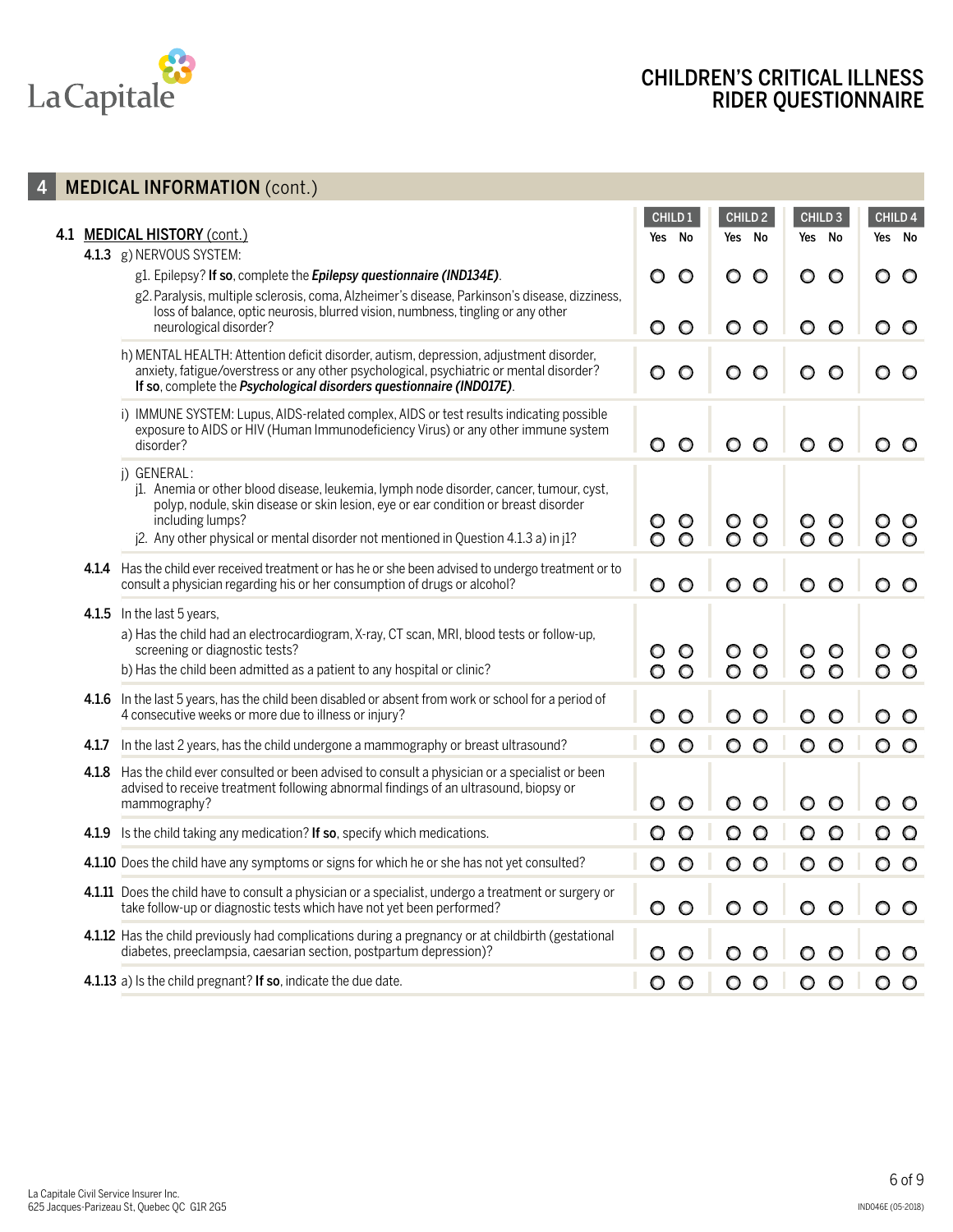# CHILDREN'S CRITICAL ILLNESS RIDER QUESTIONNAIRE

## 4 MEDICAL INFORMATION (cont.)

### 4.1 MEDICAL HISTORY (cont.)

| | CHILD 1 | | CHILD 2 | | CHILD 3 | | CHILD 4 | |
|---|---|---|---|---|---|---|---|---|
| | Yes | No | Yes | No | Yes | No | Yes | No |
| **4.1.3** g) NERVOUS SYSTEM: | | | | | | | | |
| g1. Epilepsy? **If so**, complete the ***Epilepsy questionnaire (IND134E)***. | ○ | ○ | ○ | ○ | ○ | ○ | ○ | ○ |
| g2. Paralysis, multiple sclerosis, coma, Alzheimer's disease, Parkinson's disease, dizziness, loss of balance, optic neurosis, blurred vision, numbness, tingling or any other neurological disorder? | ○ | ○ | ○ | ○ | ○ | ○ | ○ | ○ |
| h) MENTAL HEALTH: Attention deficit disorder, autism, depression, adjustment disorder, anxiety, fatigue/overstress or any other psychological, psychiatric or mental disorder? **If so**, complete the ***Psychological disorders questionnaire (IND017E)***. | ○ | ○ | ○ | ○ | ○ | ○ | ○ | ○ |
| i) IMMUNE SYSTEM: Lupus, AIDS-related complex, AIDS or test results indicating possible exposure to AIDS or HIV (Human Immunodeficiency Virus) or any other immune system disorder? | ○ | ○ | ○ | ○ | ○ | ○ | ○ | ○ |
| j) GENERAL: | | | | | | | | |
| j1. Anemia or other blood disease, leukemia, lymph node disorder, cancer, tumour, cyst, polyp, nodule, skin disease or skin lesion, eye or ear condition or breast disorder including lumps? | ○ | ○ | ○ | ○ | ○ | ○ | ○ | ○ |
| j2. Any other physical or mental disorder not mentioned in Question 4.1.3 a) in j1? | ○ | ○ | ○ | ○ | ○ | ○ | ○ | ○ |
| **4.1.4** Has the child ever received treatment or has he or she been advised to undergo treatment or to consult a physician regarding his or her consumption of drugs or alcohol? | ○ | ○ | ○ | ○ | ○ | ○ | ○ | ○ |
| **4.1.5** In the last 5 years, | | | | | | | | |
| a) Has the child had an electrocardiogram, X-ray, CT scan, MRI, blood tests or follow-up, screening or diagnostic tests? | ○ | ○ | ○ | ○ | ○ | ○ | ○ | ○ |
| b) Has the child been admitted as a patient to any hospital or clinic? | ○ | ○ | ○ | ○ | ○ | ○ | ○ | ○ |
| **4.1.6** In the last 5 years, has the child been disabled or absent from work or school for a period of 4 consecutive weeks or more due to illness or injury? | ○ | ○ | ○ | ○ | ○ | ○ | ○ | ○ |
| **4.1.7** In the last 2 years, has the child undergone a mammography or breast ultrasound? | ○ | ○ | ○ | ○ | ○ | ○ | ○ | ○ |
| **4.1.8** Has the child ever consulted or been advised to consult a physician or a specialist or been advised to receive treatment following abnormal findings of an ultrasound, biopsy or mammography? | ○ | ○ | ○ | ○ | ○ | ○ | ○ | ○ |
| **4.1.9** Is the child taking any medication? **If so**, specify which medications. | ○ | ○ | ○ | ○ | ○ | ○ | ○ | ○ |
| **4.1.10** Does the child have any symptoms or signs for which he or she has not yet consulted? | ○ | ○ | ○ | ○ | ○ | ○ | ○ | ○ |
| **4.1.11** Does the child have to consult a physician or a specialist, undergo a treatment or surgery or take follow-up or diagnostic tests which have not yet been performed? | ○ | ○ | ○ | ○ | ○ | ○ | ○ | ○ |
| **4.1.12** Has the child previously had complications during a pregnancy or at childbirth (gestational diabetes, preeclampsia, caesarian section, postpartum depression)? | ○ | ○ | ○ | ○ | ○ | ○ | ○ | ○ |
| **4.1.13** a) Is the child pregnant? **If so**, indicate the due date. | ○ | ○ | ○ | ○ | ○ | ○ | ○ | ○ |

La Capitale Civil Service Insurer Inc.
625 Jacques-Parizeau St, Quebec QC G1R 2G5

IND046E (05-2018)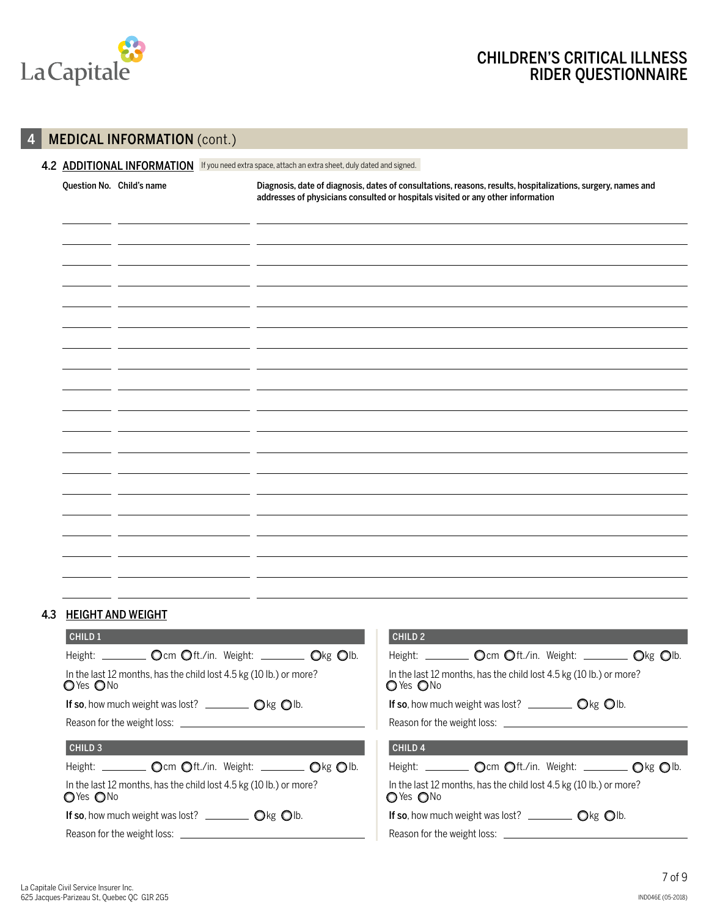# CHILDREN'S CRITICAL ILLNESS RIDER QUESTIONNAIRE

## 4 MEDICAL INFORMATION (cont.)

### 4.2 ADDITIONAL INFORMATION

If you need extra space, attach an extra sheet, duly dated and signed.

| Question No. | Child's name | Diagnosis, date of diagnosis, dates of consultations, reasons, results, hospitalizations, surgery, names and addresses of physicians consulted or hospitals visited or any other information |
|---|---|---|
| | | |
| | | |
| | | |
| | | |
| | | |
| | | |
| | | |
| | | |
| | | |
| | | |
| | | |
| | | |
| | | |
| | | |
| | | |
| | | |
| | | |
| | | |

### 4.3 HEIGHT AND WEIGHT

**CHILD 1**

Height: ________ ○cm ○ft./in. Weight: ________ ○kg ○lb.

In the last 12 months, has the child lost 4.5 kg (10 lb.) or more?
○Yes ○No

**If so**, how much weight was lost? ________ ○kg ○lb.

Reason for the weight loss: ________________

**CHILD 2**

Height: ________ ○cm ○ft./in. Weight: ________ ○kg ○lb.

In the last 12 months, has the child lost 4.5 kg (10 lb.) or more?
○Yes ○No

**If so**, how much weight was lost? ________ ○kg ○lb.

Reason for the weight loss: ________________

**CHILD 3**

Height: ________ ○cm ○ft./in. Weight: ________ ○kg ○lb.

In the last 12 months, has the child lost 4.5 kg (10 lb.) or more?
○Yes ○No

**If so**, how much weight was lost? ________ ○kg ○lb.

Reason for the weight loss: ________________

**CHILD 4**

Height: ________ ○cm ○ft./in. Weight: ________ ○kg ○lb.

In the last 12 months, has the child lost 4.5 kg (10 lb.) or more?
○Yes ○No

**If so**, how much weight was lost? ________ ○kg ○lb.

Reason for the weight loss: ________________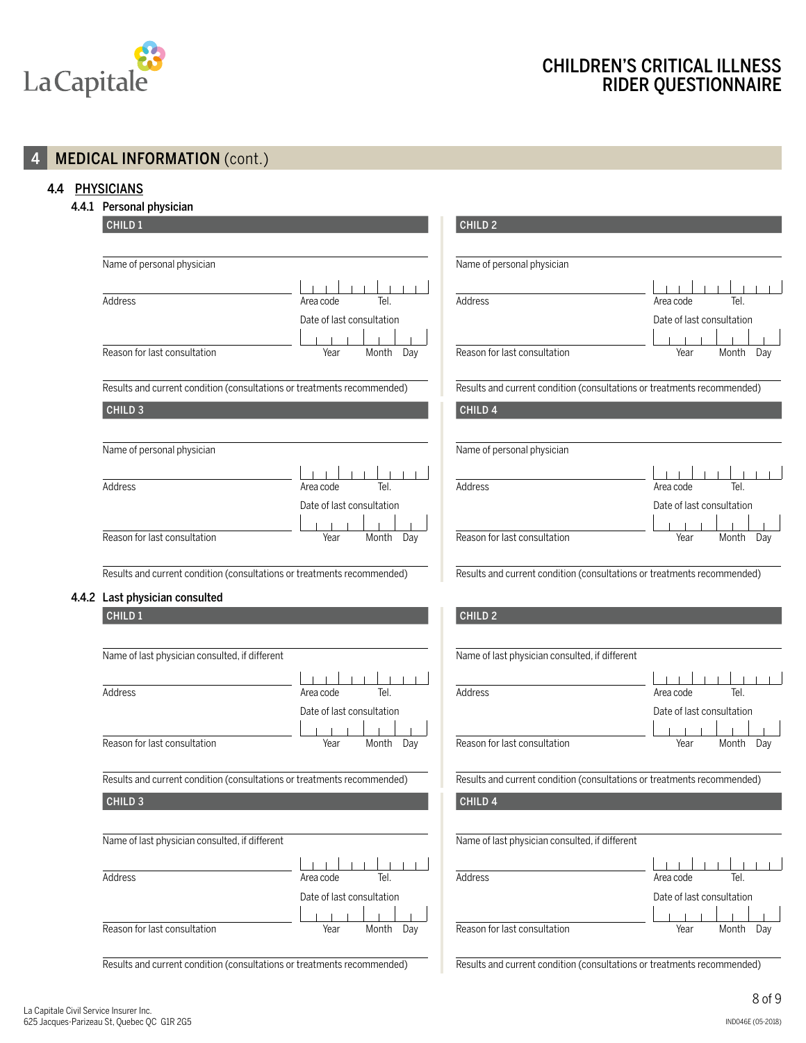## 4 MEDICAL INFORMATION (cont.)

### 4.4 PHYSICIANS

#### 4.4.1 Personal physician

**CHILD 1**

Name of personal physician

Address | Area code | Tel.

Date of last consultation

Reason for last consultation | Year | Month | Day

Results and current condition (consultations or treatments recommended)

**CHILD 2**

Name of personal physician

Address | Area code | Tel.

Date of last consultation

Reason for last consultation | Year | Month | Day

Results and current condition (consultations or treatments recommended)

**CHILD 3**

Name of personal physician

Address | Area code | Tel.

Date of last consultation

Reason for last consultation | Year | Month | Day

Results and current condition (consultations or treatments recommended)

**CHILD 4**

Name of personal physician

Address | Area code | Tel.

Date of last consultation

Reason for last consultation | Year | Month | Day

Results and current condition (consultations or treatments recommended)

#### 4.4.2 Last physician consulted

**CHILD 1**

Name of last physician consulted, if different

Address | Area code | Tel.

Date of last consultation

Reason for last consultation | Year | Month | Day

Results and current condition (consultations or treatments recommended)

**CHILD 2**

Name of last physician consulted, if different

Address | Area code | Tel.

Date of last consultation

Reason for last consultation | Year | Month | Day

Results and current condition (consultations or treatments recommended)

**CHILD 3**

Name of last physician consulted, if different

Address | Area code | Tel.

Date of last consultation

Reason for last consultation | Year | Month | Day

Results and current condition (consultations or treatments recommended)

**CHILD 4**

Name of last physician consulted, if different

Address | Area code | Tel.

Date of last consultation

Reason for last consultation | Year | Month | Day

Results and current condition (consultations or treatments recommended)

La Capitale Civil Service Insurer Inc.
625 Jacques-Parizeau St, Quebec QC G1R 2G5

IND046E (05-2018)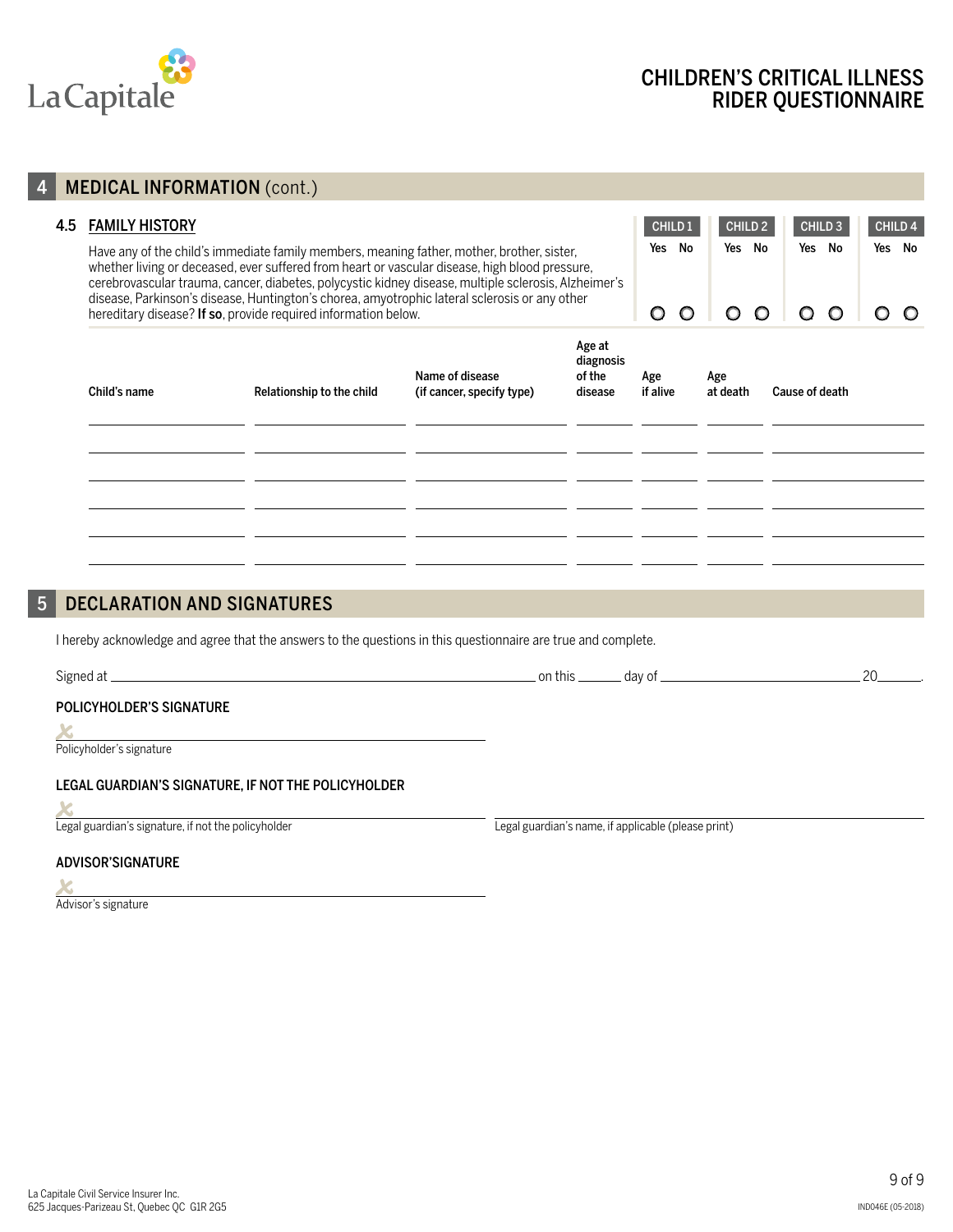LaCapitale

# CHILDREN'S CRITICAL ILLNESS RIDER QUESTIONNAIRE

## 4 MEDICAL INFORMATION (cont.)

### 4.5 FAMILY HISTORY

| | CHILD 1 | | CHILD 2 | | CHILD 3 | | CHILD 4 | |
|---|---|---|---|---|---|---|---|---|
| | Yes | No | Yes | No | Yes | No | Yes | No |
| Have any of the child's immediate family members, meaning father, mother, brother, sister, whether living or deceased, ever suffered from heart or vascular disease, high blood pressure, cerebrovascular trauma, cancer, diabetes, polycystic kidney disease, multiple sclerosis, Alzheimer's disease, Parkinson's disease, Huntington's chorea, amyotrophic lateral sclerosis or any other hereditary disease? **If so**, provide required information below. | ○ | ○ | ○ | ○ | ○ | ○ | ○ | ○ |

| Child's name | Relationship to the child | Name of disease (if cancer, specify type) | Age at diagnosis of the disease | Age if alive | Age at death | Cause of death |
|---|---|---|---|---|---|---|
| | | | | | | |
| | | | | | | |
| | | | | | | |
| | | | | | | |
| | | | | | | |
| | | | | | | |

## 5 DECLARATION AND SIGNATURES

I hereby acknowledge and agree that the answers to the questions in this questionnaire are true and complete.

Signed at ______________________________ on this ______ day of ______________________ 20______.

**POLICYHOLDER'S SIGNATURE**

X ______________________________

Policyholder's signature

**LEGAL GUARDIAN'S SIGNATURE, IF NOT THE POLICYHOLDER**

X ______________________________ ______________________________

Legal guardian's signature, if not the policyholder — Legal guardian's name, if applicable (please print)

**ADVISOR'SIGNATURE**

X ______________________________

Advisor's signature

La Capitale Civil Service Insurer Inc.
625 Jacques-Parizeau St, Quebec QC G1R 2G5

IND046E (05-2018)